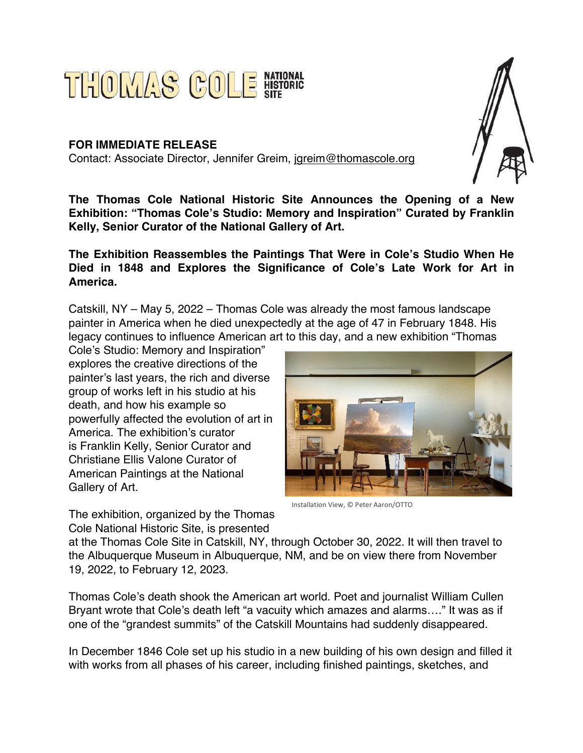THOMAS COLE NATIONAL HISTORIC SITE

**FOR IMMEDIATE RELEASE**
Contact: Associate Director, Jennifer Greim, jgreim@thomascole.org

**The Thomas Cole National Historic Site Announces the Opening of a New Exhibition: "Thomas Cole's Studio: Memory and Inspiration" Curated by Franklin Kelly, Senior Curator of the National Gallery of Art.**

**The Exhibition Reassembles the Paintings That Were in Cole's Studio When He Died in 1848 and Explores the Significance of Cole's Late Work for Art in America.**

Catskill, NY – May 5, 2022 – Thomas Cole was already the most famous landscape painter in America when he died unexpectedly at the age of 47 in February 1848. His legacy continues to influence American art to this day, and a new exhibition "Thomas Cole's Studio: Memory and Inspiration" explores the creative directions of the painter's last years, the rich and diverse group of works left in his studio at his death, and how his example so powerfully affected the evolution of art in America. The exhibition's curator is Franklin Kelly, Senior Curator and Christiane Ellis Valone Curator of American Paintings at the National Gallery of Art.

Installation View, © Peter Aaron/OTTO

The exhibition, organized by the Thomas Cole National Historic Site, is presented at the Thomas Cole Site in Catskill, NY, through October 30, 2022. It will then travel to the Albuquerque Museum in Albuquerque, NM, and be on view there from November 19, 2022, to February 12, 2023.

Thomas Cole's death shook the American art world. Poet and journalist William Cullen Bryant wrote that Cole's death left "a vacuity which amazes and alarms…." It was as if one of the "grandest summits" of the Catskill Mountains had suddenly disappeared.

In December 1846 Cole set up his studio in a new building of his own design and filled it with works from all phases of his career, including finished paintings, sketches, and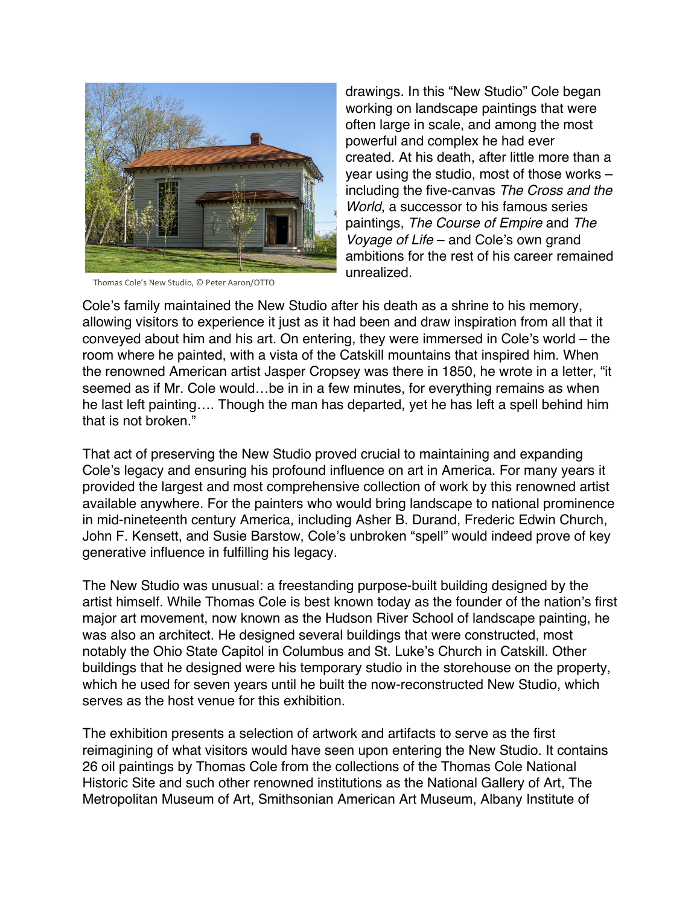Thomas Cole's New Studio, © Peter Aaron/OTTO

drawings. In this "New Studio" Cole began working on landscape paintings that were often large in scale, and among the most powerful and complex he had ever created. At his death, after little more than a year using the studio, most of those works – including the five-canvas *The Cross and the World*, a successor to his famous series paintings, *The Course of Empire* and *The Voyage of Life* – and Cole's own grand ambitions for the rest of his career remained unrealized.

Cole's family maintained the New Studio after his death as a shrine to his memory, allowing visitors to experience it just as it had been and draw inspiration from all that it conveyed about him and his art. On entering, they were immersed in Cole's world – the room where he painted, with a vista of the Catskill mountains that inspired him. When the renowned American artist Jasper Cropsey was there in 1850, he wrote in a letter, "it seemed as if Mr. Cole would…be in in a few minutes, for everything remains as when he last left painting…. Though the man has departed, yet he has left a spell behind him that is not broken."

That act of preserving the New Studio proved crucial to maintaining and expanding Cole's legacy and ensuring his profound influence on art in America. For many years it provided the largest and most comprehensive collection of work by this renowned artist available anywhere. For the painters who would bring landscape to national prominence in mid-nineteenth century America, including Asher B. Durand, Frederic Edwin Church, John F. Kensett, and Susie Barstow, Cole's unbroken "spell" would indeed prove of key generative influence in fulfilling his legacy.

The New Studio was unusual: a freestanding purpose-built building designed by the artist himself. While Thomas Cole is best known today as the founder of the nation's first major art movement, now known as the Hudson River School of landscape painting, he was also an architect. He designed several buildings that were constructed, most notably the Ohio State Capitol in Columbus and St. Luke's Church in Catskill. Other buildings that he designed were his temporary studio in the storehouse on the property, which he used for seven years until he built the now-reconstructed New Studio, which serves as the host venue for this exhibition.

The exhibition presents a selection of artwork and artifacts to serve as the first reimagining of what visitors would have seen upon entering the New Studio. It contains 26 oil paintings by Thomas Cole from the collections of the Thomas Cole National Historic Site and such other renowned institutions as the National Gallery of Art, The Metropolitan Museum of Art, Smithsonian American Art Museum, Albany Institute of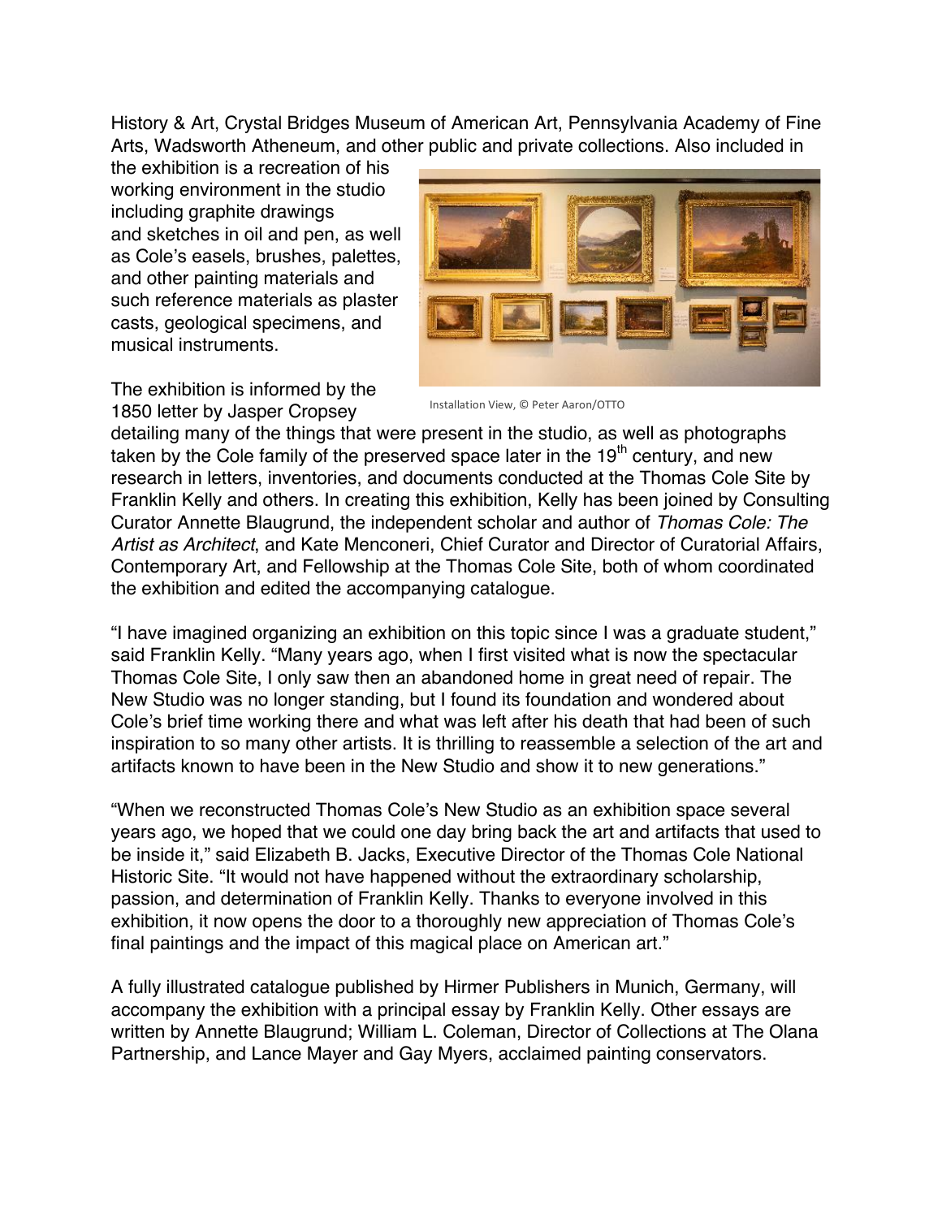History & Art, Crystal Bridges Museum of American Art, Pennsylvania Academy of Fine Arts, Wadsworth Atheneum, and other public and private collections. Also included in the exhibition is a recreation of his working environment in the studio including graphite drawings and sketches in oil and pen, as well as Cole's easels, brushes, palettes, and other painting materials and such reference materials as plaster casts, geological specimens, and musical instruments.

Installation View, © Peter Aaron/OTTO

The exhibition is informed by the 1850 letter by Jasper Cropsey detailing many of the things that were present in the studio, as well as photographs taken by the Cole family of the preserved space later in the 19th century, and new research in letters, inventories, and documents conducted at the Thomas Cole Site by Franklin Kelly and others. In creating this exhibition, Kelly has been joined by Consulting Curator Annette Blaugrund, the independent scholar and author of *Thomas Cole: The Artist as Architect*, and Kate Menconeri, Chief Curator and Director of Curatorial Affairs, Contemporary Art, and Fellowship at the Thomas Cole Site, both of whom coordinated the exhibition and edited the accompanying catalogue.

"I have imagined organizing an exhibition on this topic since I was a graduate student," said Franklin Kelly. "Many years ago, when I first visited what is now the spectacular Thomas Cole Site, I only saw then an abandoned home in great need of repair. The New Studio was no longer standing, but I found its foundation and wondered about Cole's brief time working there and what was left after his death that had been of such inspiration to so many other artists. It is thrilling to reassemble a selection of the art and artifacts known to have been in the New Studio and show it to new generations."

"When we reconstructed Thomas Cole's New Studio as an exhibition space several years ago, we hoped that we could one day bring back the art and artifacts that used to be inside it," said Elizabeth B. Jacks, Executive Director of the Thomas Cole National Historic Site. "It would not have happened without the extraordinary scholarship, passion, and determination of Franklin Kelly. Thanks to everyone involved in this exhibition, it now opens the door to a thoroughly new appreciation of Thomas Cole's final paintings and the impact of this magical place on American art."

A fully illustrated catalogue published by Hirmer Publishers in Munich, Germany, will accompany the exhibition with a principal essay by Franklin Kelly. Other essays are written by Annette Blaugrund; William L. Coleman, Director of Collections at The Olana Partnership, and Lance Mayer and Gay Myers, acclaimed painting conservators.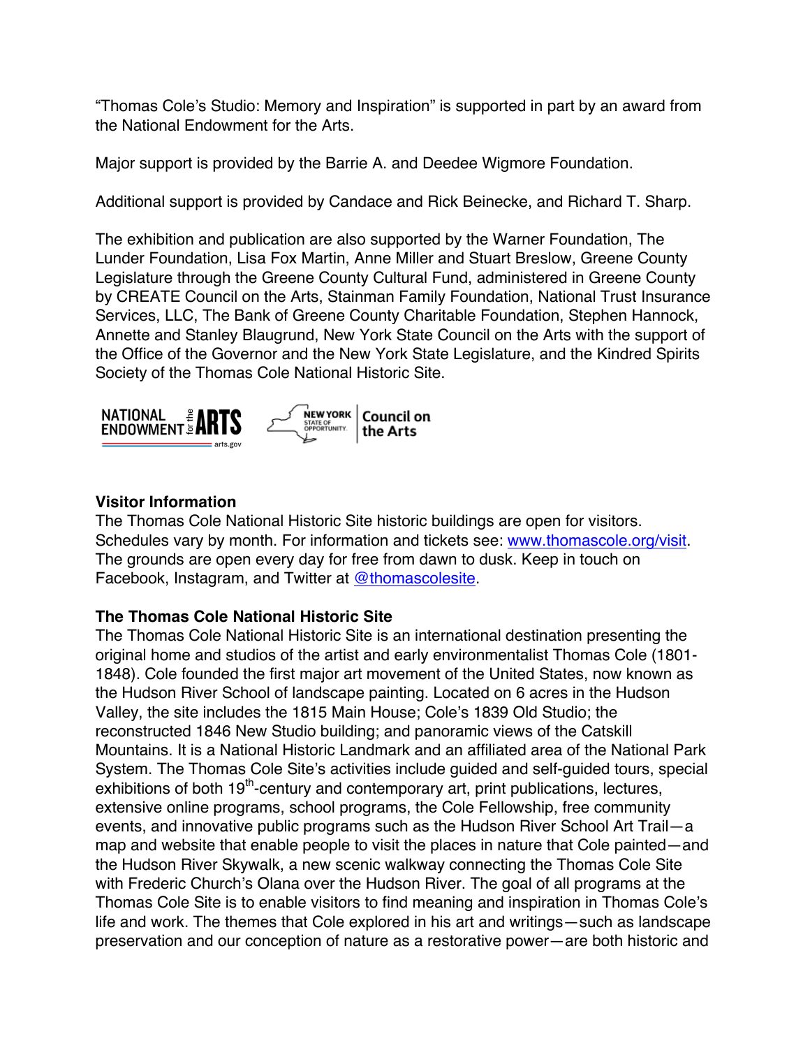"Thomas Cole's Studio: Memory and Inspiration" is supported in part by an award from the National Endowment for the Arts.

Major support is provided by the Barrie A. and Deedee Wigmore Foundation.

Additional support is provided by Candace and Rick Beinecke, and Richard T. Sharp.

The exhibition and publication are also supported by the Warner Foundation, The Lunder Foundation, Lisa Fox Martin, Anne Miller and Stuart Breslow, Greene County Legislature through the Greene County Cultural Fund, administered in Greene County by CREATE Council on the Arts, Stainman Family Foundation, National Trust Insurance Services, LLC, The Bank of Greene County Charitable Foundation, Stephen Hannock, Annette and Stanley Blaugrund, New York State Council on the Arts with the support of the Office of the Governor and the New York State Legislature, and the Kindred Spirits Society of the Thomas Cole National Historic Site.

NATIONAL ENDOWMENT for the ARTS arts.gov | NEW YORK STATE OF OPPORTUNITY. Council on the Arts

**Visitor Information**
The Thomas Cole National Historic Site historic buildings are open for visitors. Schedules vary by month. For information and tickets see: [www.thomascole.org/visit](www.thomascole.org/visit). The grounds are open every day for free from dawn to dusk. Keep in touch on Facebook, Instagram, and Twitter at @thomascolesite.

**The Thomas Cole National Historic Site**
The Thomas Cole National Historic Site is an international destination presenting the original home and studios of the artist and early environmentalist Thomas Cole (1801-1848). Cole founded the first major art movement of the United States, now known as the Hudson River School of landscape painting. Located on 6 acres in the Hudson Valley, the site includes the 1815 Main House; Cole's 1839 Old Studio; the reconstructed 1846 New Studio building; and panoramic views of the Catskill Mountains. It is a National Historic Landmark and an affiliated area of the National Park System. The Thomas Cole Site's activities include guided and self-guided tours, special exhibitions of both 19th-century and contemporary art, print publications, lectures, extensive online programs, school programs, the Cole Fellowship, free community events, and innovative public programs such as the Hudson River School Art Trail—a map and website that enable people to visit the places in nature that Cole painted—and the Hudson River Skywalk, a new scenic walkway connecting the Thomas Cole Site with Frederic Church's Olana over the Hudson River. The goal of all programs at the Thomas Cole Site is to enable visitors to find meaning and inspiration in Thomas Cole's life and work. The themes that Cole explored in his art and writings—such as landscape preservation and our conception of nature as a restorative power—are both historic and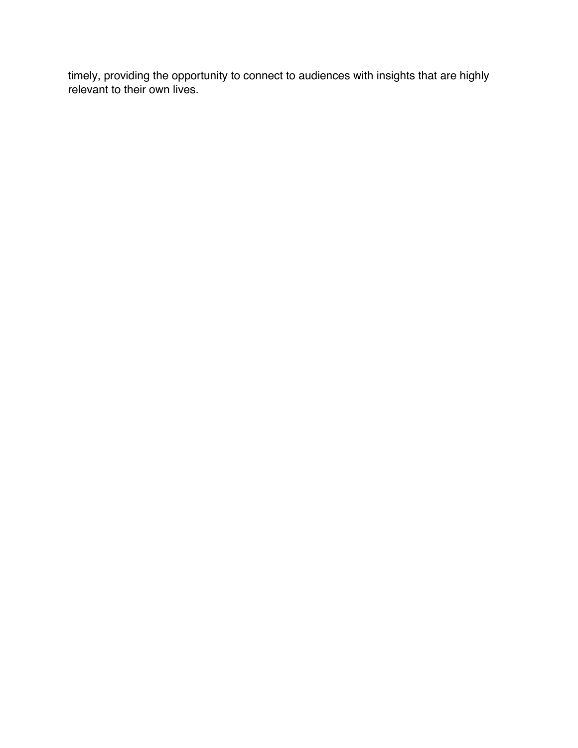timely, providing the opportunity to connect to audiences with insights that are highly relevant to their own lives.